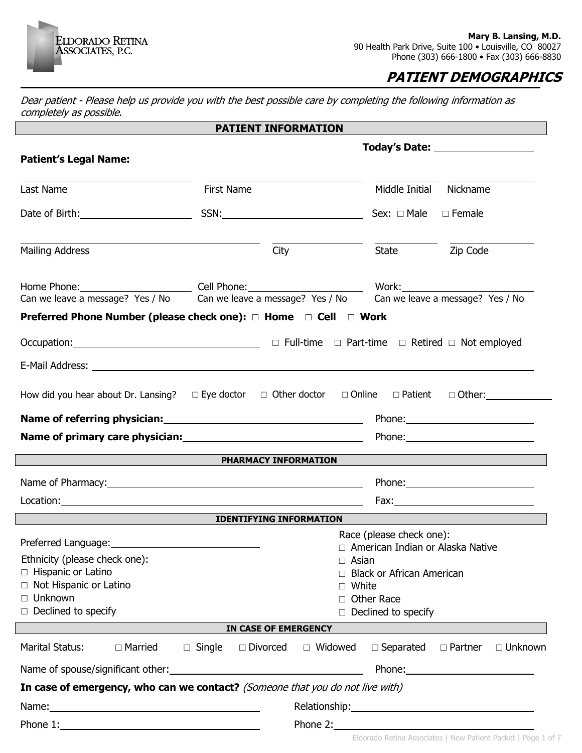ELDORADO RETINA ASSOCIATES, P.C.

**Mary B. Lansing, M.D.**
90 Health Park Drive, Suite 100 • Louisville, CO 80027
Phone (303) 666-1800 • Fax (303) 666-8830

# PATIENT DEMOGRAPHICS

*Dear patient - Please help us provide you with the best possible care by completing the following information as completely as possible.*

## PATIENT INFORMATION

**Today's Date:** ____________

**Patient's Legal Name:**

Last Name ____________ First Name ____________ Middle Initial ____ Nickname ____________

Date of Birth: ____________ SSN: ____________ Sex: □ Male □ Female

Mailing Address ____________ City ____________ State ____ Zip Code ____________

Home Phone: ____________ Can we leave a message? Yes / No
Cell Phone: ____________ Can we leave a message? Yes / No
Work: ____________ Can we leave a message? Yes / No

**Preferred Phone Number (please check one): □ Home □ Cell □ Work**

Occupation: ____________ □ Full-time □ Part-time □ Retired □ Not employed

E-Mail Address: ____________

How did you hear about Dr. Lansing? □ Eye doctor □ Other doctor □ Online □ Patient □ Other: ____________

**Name of referring physician:** ____________ Phone: ____________

**Name of primary care physician:** ____________ Phone: ____________

## PHARMACY INFORMATION

Name of Pharmacy: ____________ Phone: ____________

Location: ____________ Fax: ____________

## IDENTIFYING INFORMATION

Preferred Language: ____________

Ethnicity (please check one):
- □ Hispanic or Latino
- □ Not Hispanic or Latino
- □ Unknown
- □ Declined to specify

Race (please check one):
- □ American Indian or Alaska Native
- □ Asian
- □ Black or African American
- □ White
- □ Other Race
- □ Declined to specify

## IN CASE OF EMERGENCY

Marital Status: □ Married □ Single □ Divorced □ Widowed □ Separated □ Partner □ Unknown

Name of spouse/significant other: ____________ Phone: ____________

**In case of emergency, who can we contact?** *(Someone that you do not live with)*

Name: ____________ Relationship: ____________

Phone 1: ____________ Phone 2: ____________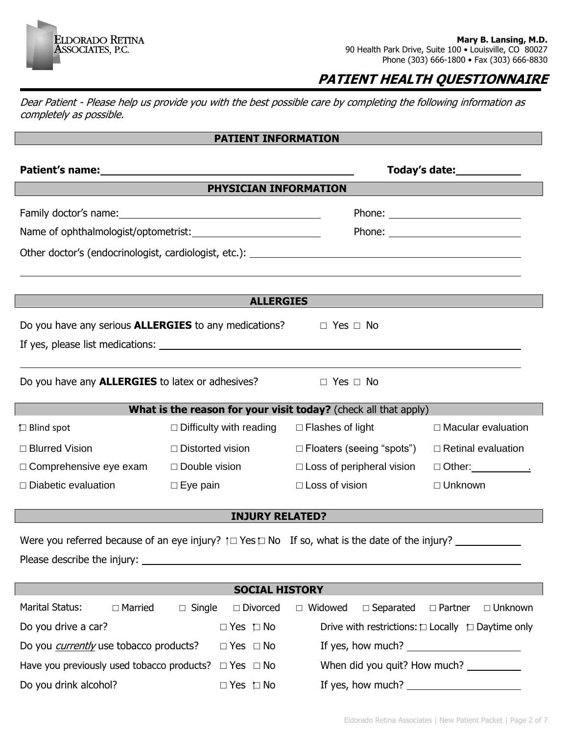ELDORADO RETINA ASSOCIATES, P.C.

**Mary B. Lansing, M.D.**
90 Health Park Drive, Suite 100 • Louisville, CO 80027
Phone (303) 666-1800 • Fax (303) 666-8830

# PATIENT HEALTH QUESTIONNAIRE

*Dear Patient - Please help us provide you with the best possible care by completing the following information as completely as possible.*

## PATIENT INFORMATION

**Patient's name:** ______________________________ **Today's date:** __________

## PHYSICIAN INFORMATION

Family doctor's name: ______________________________ Phone: ____________________

Name of ophthalmologist/optometrist: ____________________ Phone: ____________________

Other doctor's (endocrinologist, cardiologist, etc.): ________________________________________

______________________________________________________________________________

## ALLERGIES

Do you have any serious **ALLERGIES** to any medications? □ Yes □ No

If yes, please list medications: ________________________________________________

______________________________________________________________________________

Do you have any **ALLERGIES** to latex or adhesives? □ Yes □ No

## What is the reason for your visit today? (check all that apply)

| | | | |
|---|---|---|---|
| □ Blind spot | □ Difficulty with reading | □ Flashes of light | □ Macular evaluation |
| □ Blurred Vision | □ Distorted vision | □ Floaters (seeing "spots") | □ Retinal evaluation |
| □ Comprehensive eye exam | □ Double vision | □ Loss of peripheral vision | □ Other: __________. |
| □ Diabetic evaluation | □ Eye pain | □ Loss of vision | □ Unknown |

## INJURY RELATED?

Were you referred because of an eye injury? □ Yes □ No If so, what is the date of the injury? __________

Please describe the injury: ________________________________________________

## SOCIAL HISTORY

Marital Status: □ Married □ Single □ Divorced □ Widowed □ Separated □ Partner □ Unknown

Do you drive a car? □ Yes □ No Drive with restrictions: □ Locally □ Daytime only

Do you *currently* use tobacco products? □ Yes □ No If yes, how much? ____________________

Have you previously used tobacco products? □ Yes □ No When did you quit? How much? __________

Do you drink alcohol? □ Yes □ No If yes, how much? ____________________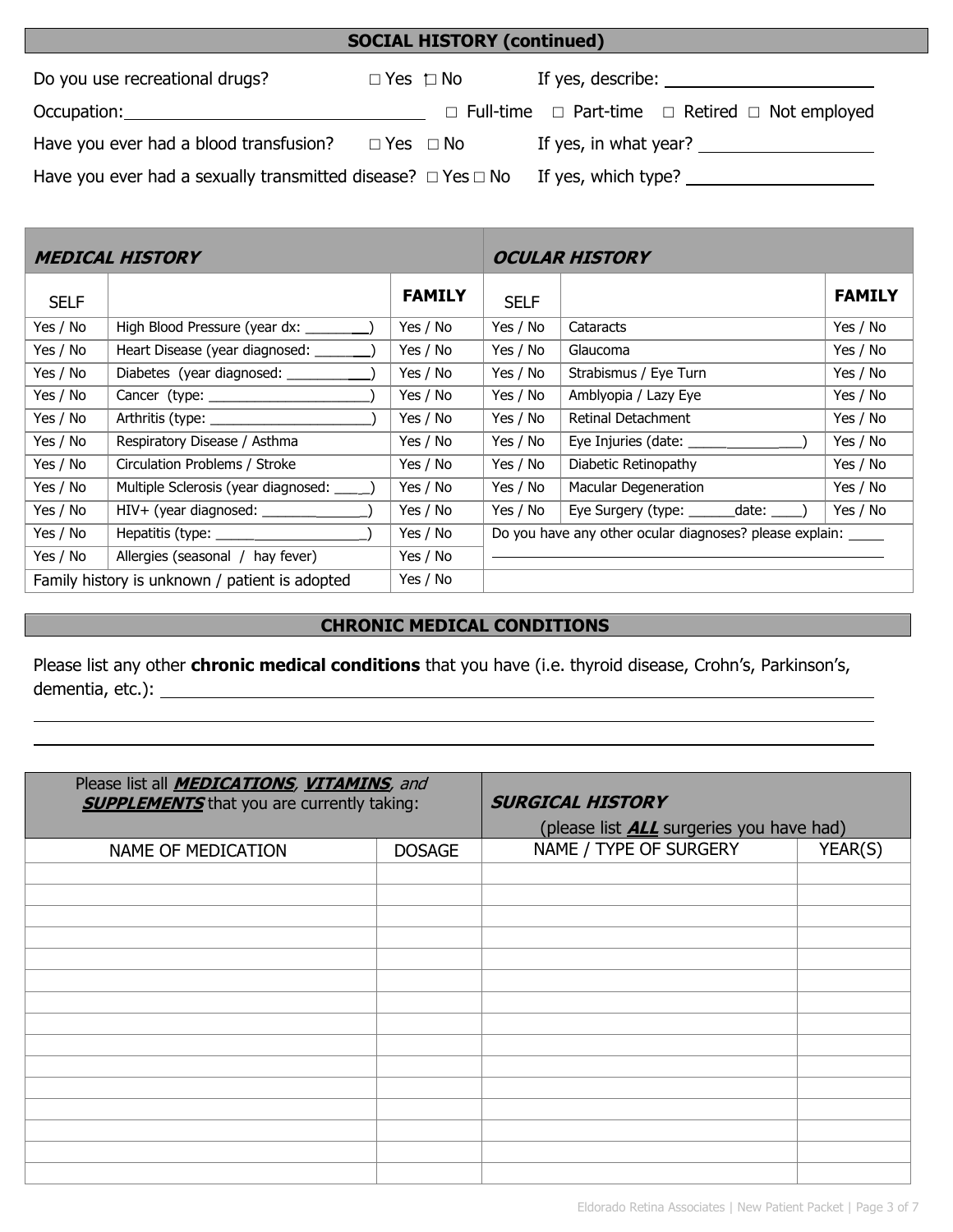## SOCIAL HISTORY (continued)

Do you use recreational drugs? ☐ Yes ☐ No If yes, describe: ____________________

Occupation: ______________________________ ☐ Full-time ☐ Part-time ☐ Retired ☐ Not employed

Have you ever had a blood transfusion? ☐ Yes ☐ No If yes, in what year? ________________

Have you ever had a sexually transmitted disease? ☐ Yes ☐ No If yes, which type? ________________

| ***MEDICAL HISTORY*** | | | ***OCULAR HISTORY*** | | |
|---|---|---|---|---|---|
| SELF | | **FAMILY** | SELF | | **FAMILY** |
| Yes / No | High Blood Pressure (year dx: ________) | Yes / No | Yes / No | Cataracts | Yes / No |
| Yes / No | Heart Disease (year diagnosed: ________) | Yes / No | Yes / No | Glaucoma | Yes / No |
| Yes / No | Diabetes (year diagnosed: ____________) | Yes / No | Yes / No | Strabismus / Eye Turn | Yes / No |
| Yes / No | Cancer (type: ______________________) | Yes / No | Yes / No | Amblyopia / Lazy Eye | Yes / No |
| Yes / No | Arthritis (type: _____________________) | Yes / No | Yes / No | Retinal Detachment | Yes / No |
| Yes / No | Respiratory Disease / Asthma | Yes / No | Yes / No | Eye Injuries (date: ______________) | Yes / No |
| Yes / No | Circulation Problems / Stroke | Yes / No | Yes / No | Diabetic Retinopathy | Yes / No |
| Yes / No | Multiple Sclerosis (year diagnosed: _____) | Yes / No | Yes / No | Macular Degeneration | Yes / No |
| Yes / No | HIV+ (year diagnosed: ______________) | Yes / No | Yes / No | Eye Surgery (type: ______date: ____) | Yes / No |
| Yes / No | Hepatitis (type: ____________________) | Yes / No | Do you have any other ocular diagnoses? please explain: _____ | | |
| Yes / No | Allergies (seasonal / hay fever) | Yes / No | | | |
| Family history is unknown / patient is adopted | | Yes / No | | | |

## CHRONIC MEDICAL CONDITIONS

Please list any other **chronic medical conditions** that you have (i.e. thyroid disease, Crohn's, Parkinson's, dementia, etc.): ____________________________________________

______________________________________________________________________

______________________________________________________________________

| Please list all ***MEDICATIONS***, ***VITAMINS***, *and* ***SUPPLEMENTS*** that you are currently taking: | | ***SURGICAL HISTORY*** (please list ***ALL*** surgeries you have had) | |
|---|---|---|---|
| NAME OF MEDICATION | DOSAGE | NAME / TYPE OF SURGERY | YEAR(S) |
| | | | |
| | | | |
| | | | |
| | | | |
| | | | |
| | | | |
| | | | |
| | | | |
| | | | |
| | | | |
| | | | |
| | | | |
| | | | |
| | | | |
| | | | |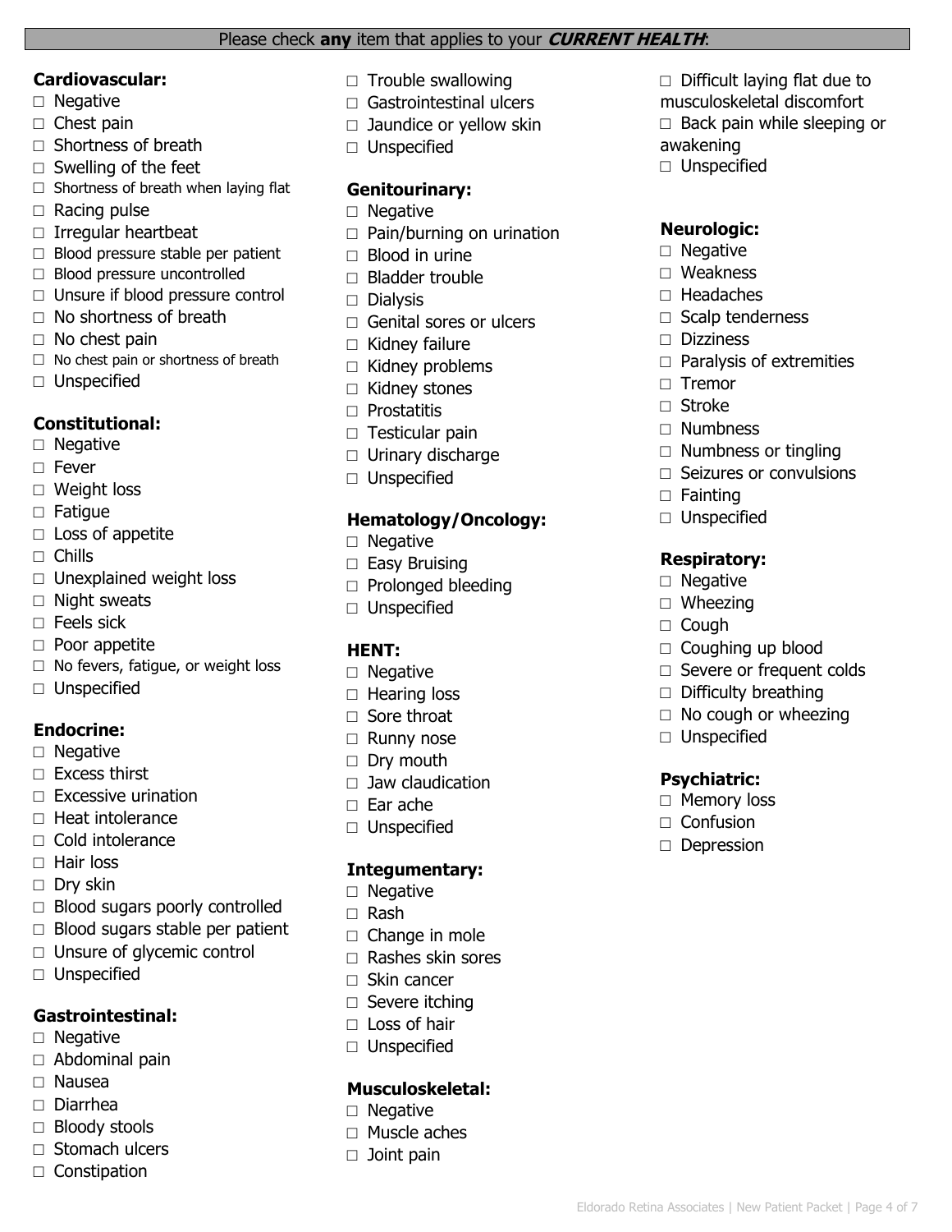Please check **any** item that applies to your ***CURRENT HEALTH***:

**Cardiovascular:**
- □ Negative
- □ Chest pain
- □ Shortness of breath
- □ Swelling of the feet
- □ Shortness of breath when laying flat
- □ Racing pulse
- □ Irregular heartbeat
- □ Blood pressure stable per patient
- □ Blood pressure uncontrolled
- □ Unsure if blood pressure control
- □ No shortness of breath
- □ No chest pain
- □ No chest pain or shortness of breath
- □ Unspecified

**Constitutional:**
- □ Negative
- □ Fever
- □ Weight loss
- □ Fatigue
- □ Loss of appetite
- □ Chills
- □ Unexplained weight loss
- □ Night sweats
- □ Feels sick
- □ Poor appetite
- □ No fevers, fatigue, or weight loss
- □ Unspecified

**Endocrine:**
- □ Negative
- □ Excess thirst
- □ Excessive urination
- □ Heat intolerance
- □ Cold intolerance
- □ Hair loss
- □ Dry skin
- □ Blood sugars poorly controlled
- □ Blood sugars stable per patient
- □ Unsure of glycemic control
- □ Unspecified

**Gastrointestinal:**
- □ Negative
- □ Abdominal pain
- □ Nausea
- □ Diarrhea
- □ Bloody stools
- □ Stomach ulcers
- □ Constipation
- □ Trouble swallowing
- □ Gastrointestinal ulcers
- □ Jaundice or yellow skin
- □ Unspecified

**Genitourinary:**
- □ Negative
- □ Pain/burning on urination
- □ Blood in urine
- □ Bladder trouble
- □ Dialysis
- □ Genital sores or ulcers
- □ Kidney failure
- □ Kidney problems
- □ Kidney stones
- □ Prostatitis
- □ Testicular pain
- □ Urinary discharge
- □ Unspecified

**Hematology/Oncology:**
- □ Negative
- □ Easy Bruising
- □ Prolonged bleeding
- □ Unspecified

**HENT:**
- □ Negative
- □ Hearing loss
- □ Sore throat
- □ Runny nose
- □ Dry mouth
- □ Jaw claudication
- □ Ear ache
- □ Unspecified

**Integumentary:**
- □ Negative
- □ Rash
- □ Change in mole
- □ Rashes skin sores
- □ Skin cancer
- □ Severe itching
- □ Loss of hair
- □ Unspecified

**Musculoskeletal:**
- □ Negative
- □ Muscle aches
- □ Joint pain
- □ Difficult laying flat due to musculoskeletal discomfort
- □ Back pain while sleeping or awakening
- □ Unspecified

**Neurologic:**
- □ Negative
- □ Weakness
- □ Headaches
- □ Scalp tenderness
- □ Dizziness
- □ Paralysis of extremities
- □ Tremor
- □ Stroke
- □ Numbness
- □ Numbness or tingling
- □ Seizures or convulsions
- □ Fainting
- □ Unspecified

**Respiratory:**
- □ Negative
- □ Wheezing
- □ Cough
- □ Coughing up blood
- □ Severe or frequent colds
- □ Difficulty breathing
- □ No cough or wheezing
- □ Unspecified

**Psychiatric:**
- □ Memory loss
- □ Confusion
- □ Depression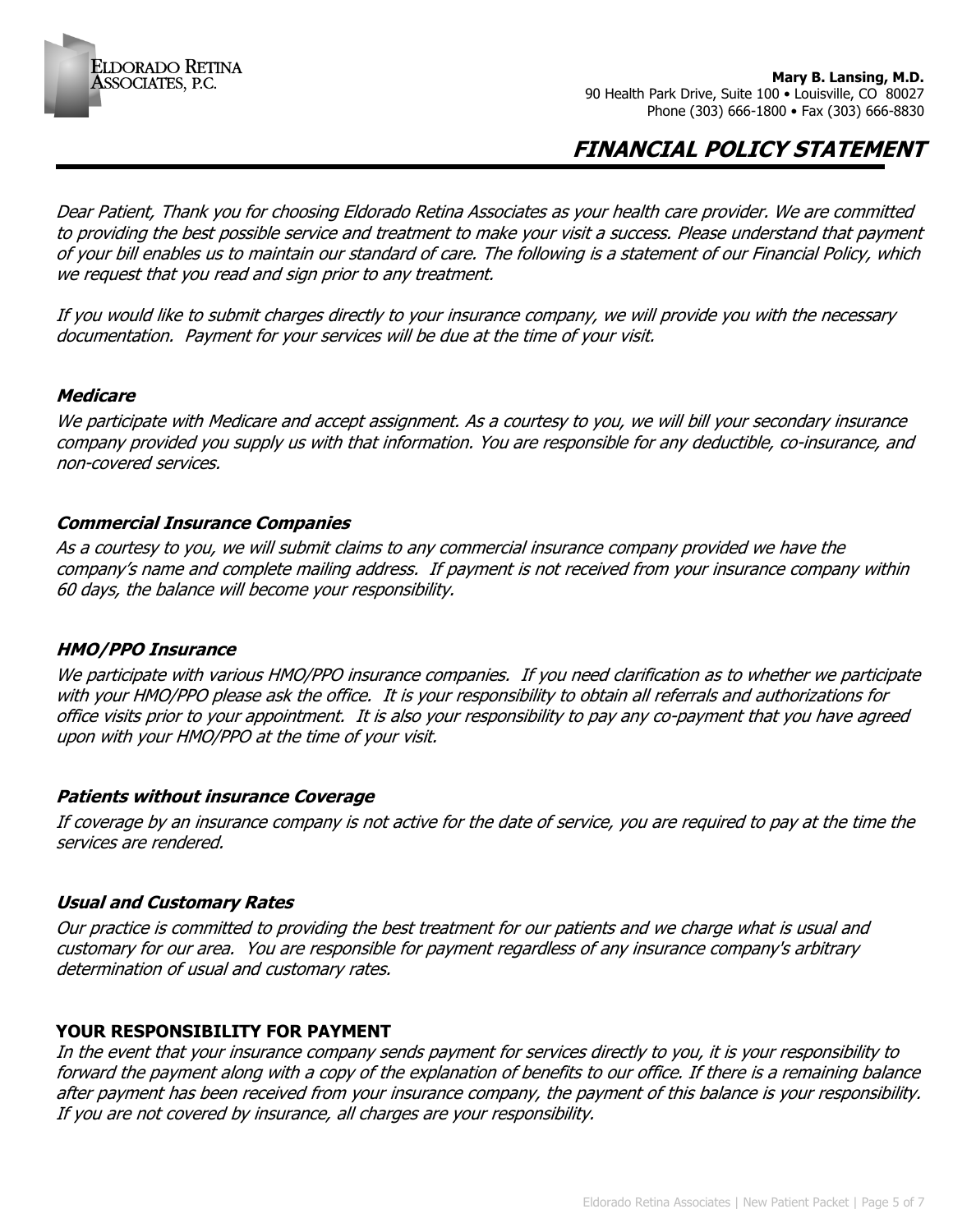ELDORADO RETINA ASSOCIATES, P.C.

**Mary B. Lansing, M.D.**
90 Health Park Drive, Suite 100 • Louisville, CO 80027
Phone (303) 666-1800 • Fax (303) 666-8830

# *FINANCIAL POLICY STATEMENT*

*Dear Patient, Thank you for choosing Eldorado Retina Associates as your health care provider. We are committed to providing the best possible service and treatment to make your visit a success. Please understand that payment of your bill enables us to maintain our standard of care. The following is a statement of our Financial Policy, which we request that you read and sign prior to any treatment.*

*If you would like to submit charges directly to your insurance company, we will provide you with the necessary documentation. Payment for your services will be due at the time of your visit.*

### *Medicare*

*We participate with Medicare and accept assignment. As a courtesy to you, we will bill your secondary insurance company provided you supply us with that information. You are responsible for any deductible, co-insurance, and non-covered services.*

### *Commercial Insurance Companies*

*As a courtesy to you, we will submit claims to any commercial insurance company provided we have the company's name and complete mailing address. If payment is not received from your insurance company within 60 days, the balance will become your responsibility.*

### *HMO/PPO Insurance*

*We participate with various HMO/PPO insurance companies. If you need clarification as to whether we participate with your HMO/PPO please ask the office. It is your responsibility to obtain all referrals and authorizations for office visits prior to your appointment. It is also your responsibility to pay any co-payment that you have agreed upon with your HMO/PPO at the time of your visit.*

### *Patients without insurance Coverage*

*If coverage by an insurance company is not active for the date of service, you are required to pay at the time the services are rendered.*

### *Usual and Customary Rates*

*Our practice is committed to providing the best treatment for our patients and we charge what is usual and customary for our area. You are responsible for payment regardless of any insurance company's arbitrary determination of usual and customary rates.*

### YOUR RESPONSIBILITY FOR PAYMENT

*In the event that your insurance company sends payment for services directly to you, it is your responsibility to forward the payment along with a copy of the explanation of benefits to our office. If there is a remaining balance after payment has been received from your insurance company, the payment of this balance is your responsibility. If you are not covered by insurance, all charges are your responsibility.*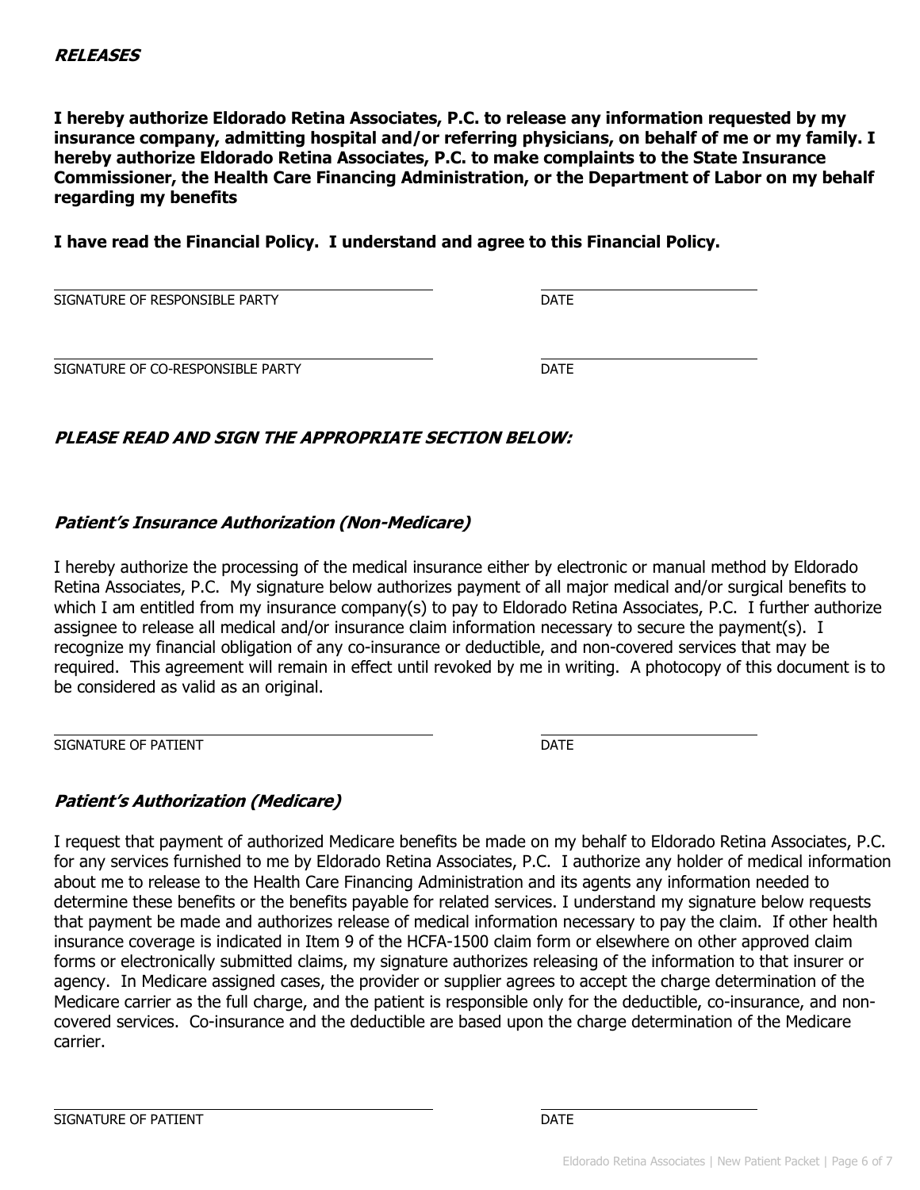## ***RELEASES***

**I hereby authorize Eldorado Retina Associates, P.C. to release any information requested by my insurance company, admitting hospital and/or referring physicians, on behalf of me or my family. I hereby authorize Eldorado Retina Associates, P.C. to make complaints to the State Insurance Commissioner, the Health Care Financing Administration, or the Department of Labor on my behalf regarding my benefits**

**I have read the Financial Policy. I understand and agree to this Financial Policy.**

\_\_\_\_\_\_\_\_\_\_\_\_\_\_\_\_\_\_\_\_\_\_\_\_\_\_\_\_\_\_\_\_\_\_\_\_\_\_\_\_ \_\_\_\_\_\_\_\_\_\_\_\_\_\_\_\_\_\_\_\_\_\_\_\_
SIGNATURE OF RESPONSIBLE PARTY DATE

\_\_\_\_\_\_\_\_\_\_\_\_\_\_\_\_\_\_\_\_\_\_\_\_\_\_\_\_\_\_\_\_\_\_\_\_\_\_\_\_ \_\_\_\_\_\_\_\_\_\_\_\_\_\_\_\_\_\_\_\_\_\_\_\_
SIGNATURE OF CO-RESPONSIBLE PARTY DATE

### ***PLEASE READ AND SIGN THE APPROPRIATE SECTION BELOW:***

### ***Patient's Insurance Authorization (Non-Medicare)***

I hereby authorize the processing of the medical insurance either by electronic or manual method by Eldorado Retina Associates, P.C. My signature below authorizes payment of all major medical and/or surgical benefits to which I am entitled from my insurance company(s) to pay to Eldorado Retina Associates, P.C. I further authorize assignee to release all medical and/or insurance claim information necessary to secure the payment(s). I recognize my financial obligation of any co-insurance or deductible, and non-covered services that may be required. This agreement will remain in effect until revoked by me in writing. A photocopy of this document is to be considered as valid as an original.

\_\_\_\_\_\_\_\_\_\_\_\_\_\_\_\_\_\_\_\_\_\_\_\_\_\_\_\_\_\_\_\_\_\_\_\_\_\_\_\_ \_\_\_\_\_\_\_\_\_\_\_\_\_\_\_\_\_\_\_\_\_\_\_\_
SIGNATURE OF PATIENT DATE

### ***Patient's Authorization (Medicare)***

I request that payment of authorized Medicare benefits be made on my behalf to Eldorado Retina Associates, P.C. for any services furnished to me by Eldorado Retina Associates, P.C. I authorize any holder of medical information about me to release to the Health Care Financing Administration and its agents any information needed to determine these benefits or the benefits payable for related services. I understand my signature below requests that payment be made and authorizes release of medical information necessary to pay the claim. If other health insurance coverage is indicated in Item 9 of the HCFA-1500 claim form or elsewhere on other approved claim forms or electronically submitted claims, my signature authorizes releasing of the information to that insurer or agency. In Medicare assigned cases, the provider or supplier agrees to accept the charge determination of the Medicare carrier as the full charge, and the patient is responsible only for the deductible, co-insurance, and non-covered services. Co-insurance and the deductible are based upon the charge determination of the Medicare carrier.

\_\_\_\_\_\_\_\_\_\_\_\_\_\_\_\_\_\_\_\_\_\_\_\_\_\_\_\_\_\_\_\_\_\_\_\_\_\_\_\_ \_\_\_\_\_\_\_\_\_\_\_\_\_\_\_\_\_\_\_\_\_\_\_\_
SIGNATURE OF PATIENT DATE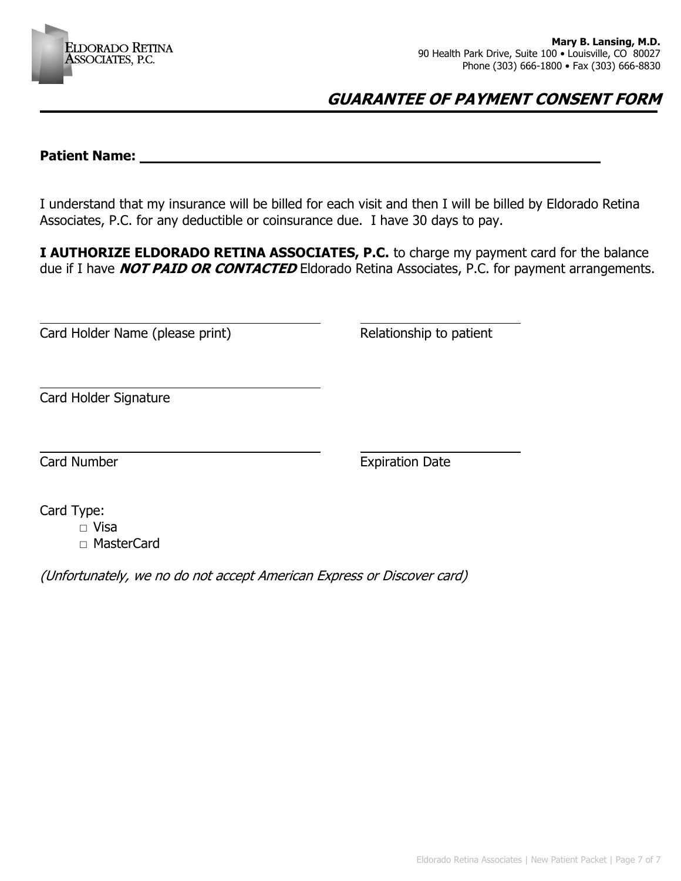ELDORADO RETINA ASSOCIATES, P.C.

**Mary B. Lansing, M.D.**
90 Health Park Drive, Suite 100 • Louisville, CO 80027
Phone (303) 666-1800 • Fax (303) 666-8830

# ***GUARANTEE OF PAYMENT CONSENT FORM***

**Patient Name:** ________________________________________________

I understand that my insurance will be billed for each visit and then I will be billed by Eldorado Retina Associates, P.C. for any deductible or coinsurance due. I have 30 days to pay.

**I AUTHORIZE ELDORADO RETINA ASSOCIATES, P.C.** to charge my payment card for the balance due if I have ***NOT PAID OR CONTACTED*** Eldorado Retina Associates, P.C. for payment arrangements.

________________________________ ________________________
Card Holder Name (please print) Relationship to patient

________________________________
Card Holder Signature

________________________________ ________________________
Card Number Expiration Date

Card Type:

- □ Visa
- □ MasterCard

*(Unfortunately, we no do not accept American Express or Discover card)*